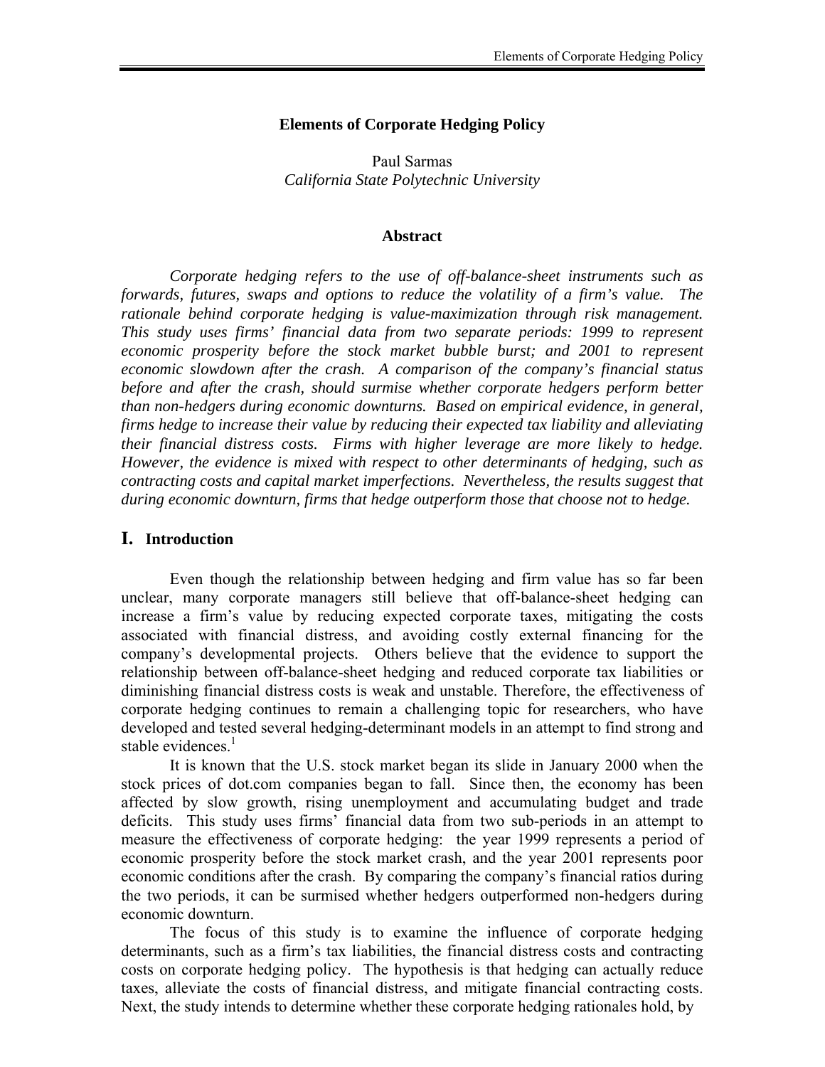# Elements of Corporate Hedging Policy

Paul Sarmas
*California State Polytechnic University*

## Abstract

*Corporate hedging refers to the use of off-balance-sheet instruments such as forwards, futures, swaps and options to reduce the volatility of a firm's value. The rationale behind corporate hedging is value-maximization through risk management. This study uses firms' financial data from two separate periods: 1999 to represent economic prosperity before the stock market bubble burst; and 2001 to represent economic slowdown after the crash. A comparison of the company's financial status before and after the crash, should surmise whether corporate hedgers perform better than non-hedgers during economic downturns. Based on empirical evidence, in general, firms hedge to increase their value by reducing their expected tax liability and alleviating their financial distress costs. Firms with higher leverage are more likely to hedge. However, the evidence is mixed with respect to other determinants of hedging, such as contracting costs and capital market imperfections. Nevertheless, the results suggest that during economic downturn, firms that hedge outperform those that choose not to hedge.*

## I. Introduction

Even though the relationship between hedging and firm value has so far been unclear, many corporate managers still believe that off-balance-sheet hedging can increase a firm's value by reducing expected corporate taxes, mitigating the costs associated with financial distress, and avoiding costly external financing for the company's developmental projects. Others believe that the evidence to support the relationship between off-balance-sheet hedging and reduced corporate tax liabilities or diminishing financial distress costs is weak and unstable. Therefore, the effectiveness of corporate hedging continues to remain a challenging topic for researchers, who have developed and tested several hedging-determinant models in an attempt to find strong and stable evidences.[1]

It is known that the U.S. stock market began its slide in January 2000 when the stock prices of dot.com companies began to fall. Since then, the economy has been affected by slow growth, rising unemployment and accumulating budget and trade deficits. This study uses firms' financial data from two sub-periods in an attempt to measure the effectiveness of corporate hedging: the year 1999 represents a period of economic prosperity before the stock market crash, and the year 2001 represents poor economic conditions after the crash. By comparing the company's financial ratios during the two periods, it can be surmised whether hedgers outperformed non-hedgers during economic downturn.

The focus of this study is to examine the influence of corporate hedging determinants, such as a firm's tax liabilities, the financial distress costs and contracting costs on corporate hedging policy. The hypothesis is that hedging can actually reduce taxes, alleviate the costs of financial distress, and mitigate financial contracting costs. Next, the study intends to determine whether these corporate hedging rationales hold, by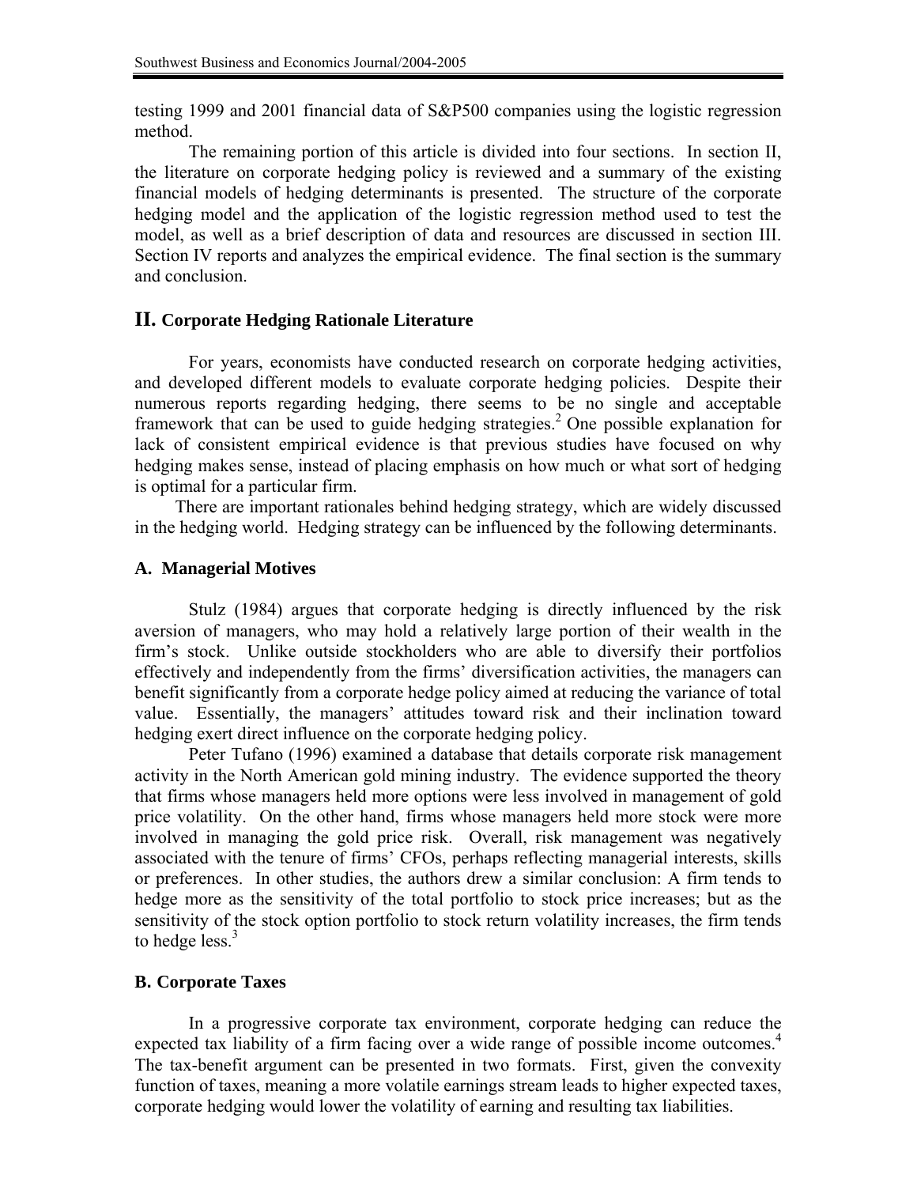testing 1999 and 2001 financial data of S&P500 companies using the logistic regression method.

The remaining portion of this article is divided into four sections. In section II, the literature on corporate hedging policy is reviewed and a summary of the existing financial models of hedging determinants is presented. The structure of the corporate hedging model and the application of the logistic regression method used to test the model, as well as a brief description of data and resources are discussed in section III. Section IV reports and analyzes the empirical evidence. The final section is the summary and conclusion.

## II. Corporate Hedging Rationale Literature

For years, economists have conducted research on corporate hedging activities, and developed different models to evaluate corporate hedging policies. Despite their numerous reports regarding hedging, there seems to be no single and acceptable framework that can be used to guide hedging strategies.[2] One possible explanation for lack of consistent empirical evidence is that previous studies have focused on why hedging makes sense, instead of placing emphasis on how much or what sort of hedging is optimal for a particular firm.

There are important rationales behind hedging strategy, which are widely discussed in the hedging world. Hedging strategy can be influenced by the following determinants.

### A. Managerial Motives

Stulz (1984) argues that corporate hedging is directly influenced by the risk aversion of managers, who may hold a relatively large portion of their wealth in the firm's stock. Unlike outside stockholders who are able to diversify their portfolios effectively and independently from the firms' diversification activities, the managers can benefit significantly from a corporate hedge policy aimed at reducing the variance of total value. Essentially, the managers' attitudes toward risk and their inclination toward hedging exert direct influence on the corporate hedging policy.

Peter Tufano (1996) examined a database that details corporate risk management activity in the North American gold mining industry. The evidence supported the theory that firms whose managers held more options were less involved in management of gold price volatility. On the other hand, firms whose managers held more stock were more involved in managing the gold price risk. Overall, risk management was negatively associated with the tenure of firms' CFOs, perhaps reflecting managerial interests, skills or preferences. In other studies, the authors drew a similar conclusion: A firm tends to hedge more as the sensitivity of the total portfolio to stock price increases; but as the sensitivity of the stock option portfolio to stock return volatility increases, the firm tends to hedge less.[3]

### B. Corporate Taxes

In a progressive corporate tax environment, corporate hedging can reduce the expected tax liability of a firm facing over a wide range of possible income outcomes.[4] The tax-benefit argument can be presented in two formats. First, given the convexity function of taxes, meaning a more volatile earnings stream leads to higher expected taxes, corporate hedging would lower the volatility of earning and resulting tax liabilities.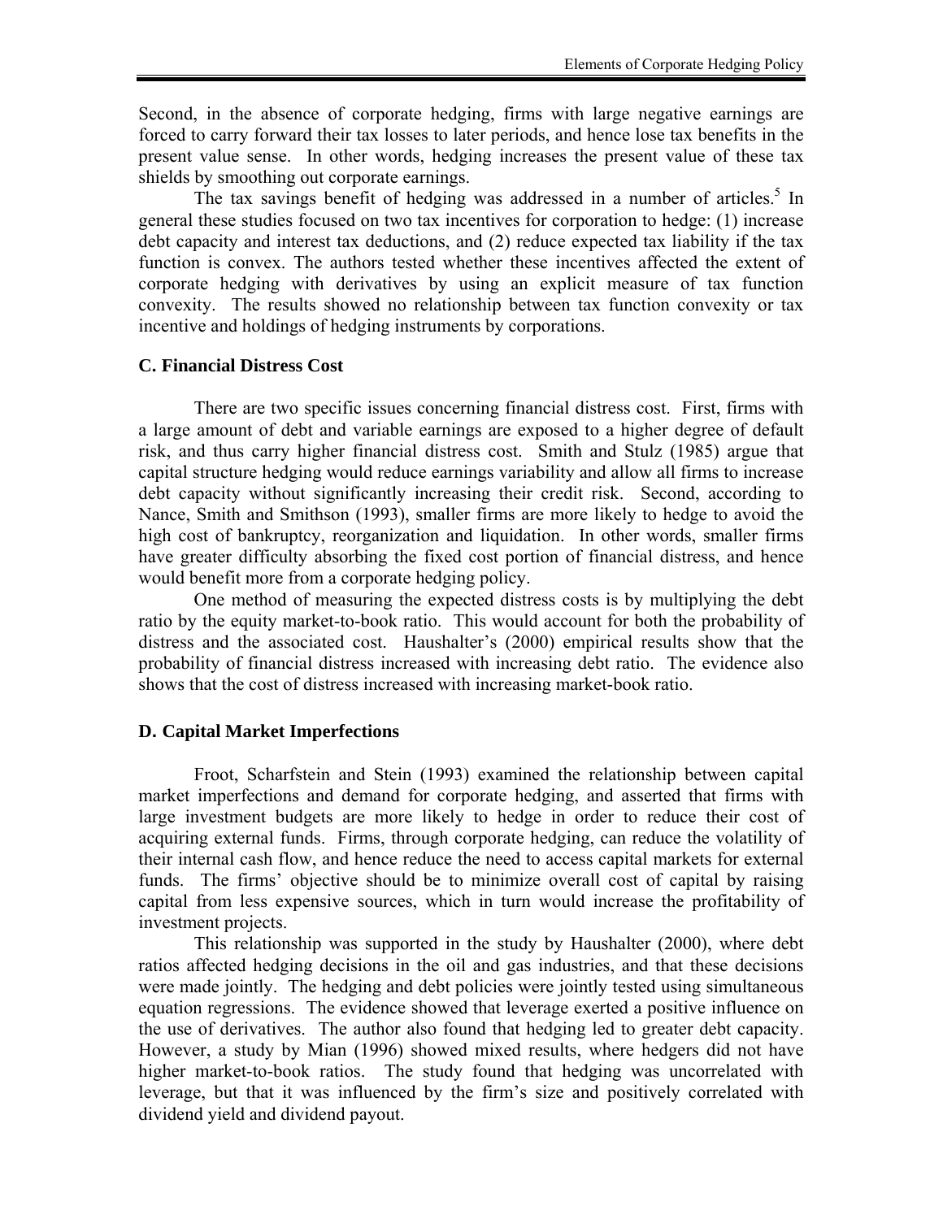Second, in the absence of corporate hedging, firms with large negative earnings are forced to carry forward their tax losses to later periods, and hence lose tax benefits in the present value sense. In other words, hedging increases the present value of these tax shields by smoothing out corporate earnings.

The tax savings benefit of hedging was addressed in a number of articles.[5] In general these studies focused on two tax incentives for corporation to hedge: (1) increase debt capacity and interest tax deductions, and (2) reduce expected tax liability if the tax function is convex. The authors tested whether these incentives affected the extent of corporate hedging with derivatives by using an explicit measure of tax function convexity. The results showed no relationship between tax function convexity or tax incentive and holdings of hedging instruments by corporations.

### C. Financial Distress Cost

There are two specific issues concerning financial distress cost. First, firms with a large amount of debt and variable earnings are exposed to a higher degree of default risk, and thus carry higher financial distress cost. Smith and Stulz (1985) argue that capital structure hedging would reduce earnings variability and allow all firms to increase debt capacity without significantly increasing their credit risk. Second, according to Nance, Smith and Smithson (1993), smaller firms are more likely to hedge to avoid the high cost of bankruptcy, reorganization and liquidation. In other words, smaller firms have greater difficulty absorbing the fixed cost portion of financial distress, and hence would benefit more from a corporate hedging policy.

One method of measuring the expected distress costs is by multiplying the debt ratio by the equity market-to-book ratio. This would account for both the probability of distress and the associated cost. Haushalter's (2000) empirical results show that the probability of financial distress increased with increasing debt ratio. The evidence also shows that the cost of distress increased with increasing market-book ratio.

### D. Capital Market Imperfections

Froot, Scharfstein and Stein (1993) examined the relationship between capital market imperfections and demand for corporate hedging, and asserted that firms with large investment budgets are more likely to hedge in order to reduce their cost of acquiring external funds. Firms, through corporate hedging, can reduce the volatility of their internal cash flow, and hence reduce the need to access capital markets for external funds. The firms' objective should be to minimize overall cost of capital by raising capital from less expensive sources, which in turn would increase the profitability of investment projects.

This relationship was supported in the study by Haushalter (2000), where debt ratios affected hedging decisions in the oil and gas industries, and that these decisions were made jointly. The hedging and debt policies were jointly tested using simultaneous equation regressions. The evidence showed that leverage exerted a positive influence on the use of derivatives. The author also found that hedging led to greater debt capacity. However, a study by Mian (1996) showed mixed results, where hedgers did not have higher market-to-book ratios. The study found that hedging was uncorrelated with leverage, but that it was influenced by the firm's size and positively correlated with dividend yield and dividend payout.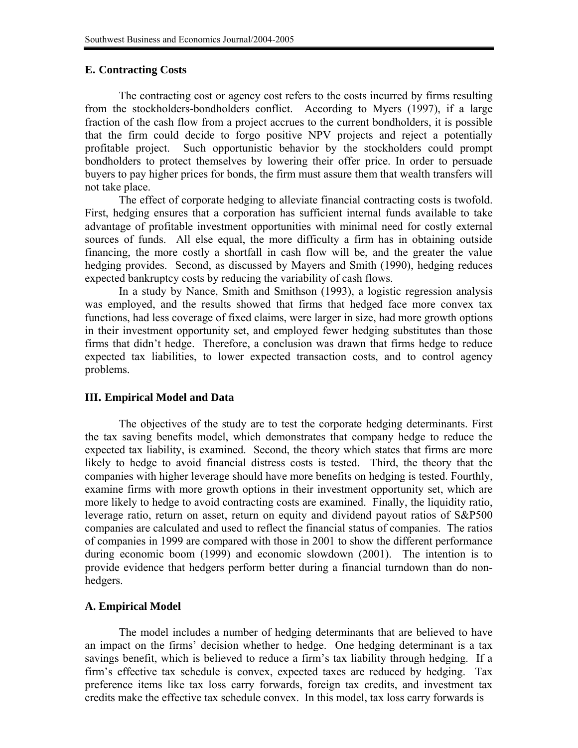### E. Contracting Costs

The contracting cost or agency cost refers to the costs incurred by firms resulting from the stockholders-bondholders conflict. According to Myers (1997), if a large fraction of the cash flow from a project accrues to the current bondholders, it is possible that the firm could decide to forgo positive NPV projects and reject a potentially profitable project. Such opportunistic behavior by the stockholders could prompt bondholders to protect themselves by lowering their offer price. In order to persuade buyers to pay higher prices for bonds, the firm must assure them that wealth transfers will not take place.

The effect of corporate hedging to alleviate financial contracting costs is twofold. First, hedging ensures that a corporation has sufficient internal funds available to take advantage of profitable investment opportunities with minimal need for costly external sources of funds. All else equal, the more difficulty a firm has in obtaining outside financing, the more costly a shortfall in cash flow will be, and the greater the value hedging provides. Second, as discussed by Mayers and Smith (1990), hedging reduces expected bankruptcy costs by reducing the variability of cash flows.

In a study by Nance, Smith and Smithson (1993), a logistic regression analysis was employed, and the results showed that firms that hedged face more convex tax functions, had less coverage of fixed claims, were larger in size, had more growth options in their investment opportunity set, and employed fewer hedging substitutes than those firms that didn't hedge. Therefore, a conclusion was drawn that firms hedge to reduce expected tax liabilities, to lower expected transaction costs, and to control agency problems.

## III. Empirical Model and Data

The objectives of the study are to test the corporate hedging determinants. First the tax saving benefits model, which demonstrates that company hedge to reduce the expected tax liability, is examined. Second, the theory which states that firms are more likely to hedge to avoid financial distress costs is tested. Third, the theory that the companies with higher leverage should have more benefits on hedging is tested. Fourthly, examine firms with more growth options in their investment opportunity set, which are more likely to hedge to avoid contracting costs are examined. Finally, the liquidity ratio, leverage ratio, return on asset, return on equity and dividend payout ratios of S&P500 companies are calculated and used to reflect the financial status of companies. The ratios of companies in 1999 are compared with those in 2001 to show the different performance during economic boom (1999) and economic slowdown (2001). The intention is to provide evidence that hedgers perform better during a financial turndown than do non-hedgers.

### A. Empirical Model

The model includes a number of hedging determinants that are believed to have an impact on the firms' decision whether to hedge. One hedging determinant is a tax savings benefit, which is believed to reduce a firm's tax liability through hedging. If a firm's effective tax schedule is convex, expected taxes are reduced by hedging. Tax preference items like tax loss carry forwards, foreign tax credits, and investment tax credits make the effective tax schedule convex. In this model, tax loss carry forwards is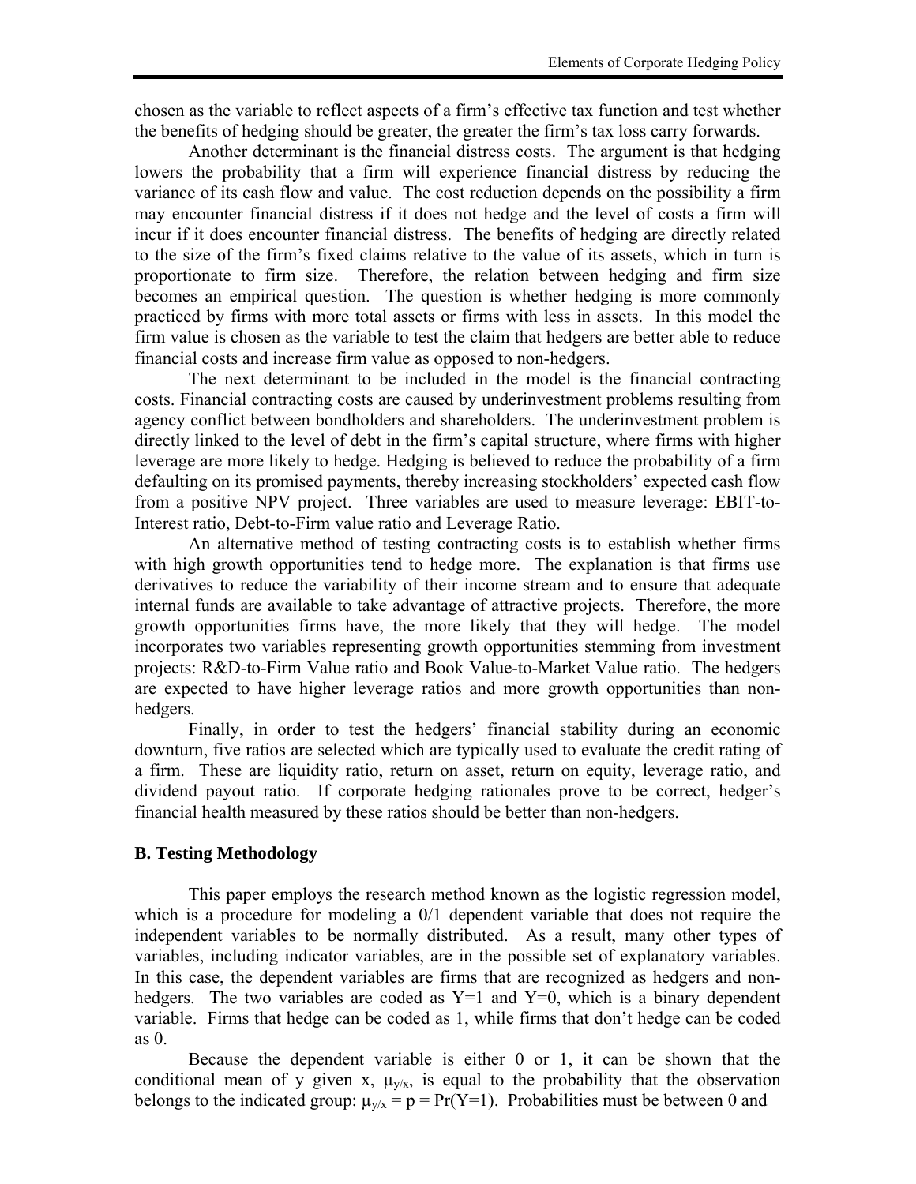chosen as the variable to reflect aspects of a firm's effective tax function and test whether the benefits of hedging should be greater, the greater the firm's tax loss carry forwards.

Another determinant is the financial distress costs. The argument is that hedging lowers the probability that a firm will experience financial distress by reducing the variance of its cash flow and value. The cost reduction depends on the possibility a firm may encounter financial distress if it does not hedge and the level of costs a firm will incur if it does encounter financial distress. The benefits of hedging are directly related to the size of the firm's fixed claims relative to the value of its assets, which in turn is proportionate to firm size. Therefore, the relation between hedging and firm size becomes an empirical question. The question is whether hedging is more commonly practiced by firms with more total assets or firms with less in assets. In this model the firm value is chosen as the variable to test the claim that hedgers are better able to reduce financial costs and increase firm value as opposed to non-hedgers.

The next determinant to be included in the model is the financial contracting costs. Financial contracting costs are caused by underinvestment problems resulting from agency conflict between bondholders and shareholders. The underinvestment problem is directly linked to the level of debt in the firm's capital structure, where firms with higher leverage are more likely to hedge. Hedging is believed to reduce the probability of a firm defaulting on its promised payments, thereby increasing stockholders' expected cash flow from a positive NPV project. Three variables are used to measure leverage: EBIT-to-Interest ratio, Debt-to-Firm value ratio and Leverage Ratio.

An alternative method of testing contracting costs is to establish whether firms with high growth opportunities tend to hedge more. The explanation is that firms use derivatives to reduce the variability of their income stream and to ensure that adequate internal funds are available to take advantage of attractive projects. Therefore, the more growth opportunities firms have, the more likely that they will hedge. The model incorporates two variables representing growth opportunities stemming from investment projects: R&D-to-Firm Value ratio and Book Value-to-Market Value ratio. The hedgers are expected to have higher leverage ratios and more growth opportunities than non-hedgers.

Finally, in order to test the hedgers' financial stability during an economic downturn, five ratios are selected which are typically used to evaluate the credit rating of a firm. These are liquidity ratio, return on asset, return on equity, leverage ratio, and dividend payout ratio. If corporate hedging rationales prove to be correct, hedger's financial health measured by these ratios should be better than non-hedgers.

### B. Testing Methodology

This paper employs the research method known as the logistic regression model, which is a procedure for modeling a 0/1 dependent variable that does not require the independent variables to be normally distributed. As a result, many other types of variables, including indicator variables, are in the possible set of explanatory variables. In this case, the dependent variables are firms that are recognized as hedgers and non-hedgers. The two variables are coded as Y=1 and Y=0, which is a binary dependent variable. Firms that hedge can be coded as 1, while firms that don't hedge can be coded as 0.

Because the dependent variable is either 0 or 1, it can be shown that the conditional mean of y given x, $\mu_{y/x}$, is equal to the probability that the observation belongs to the indicated group: $\mu_{y/x} = p = \Pr(Y=1)$. Probabilities must be between 0 and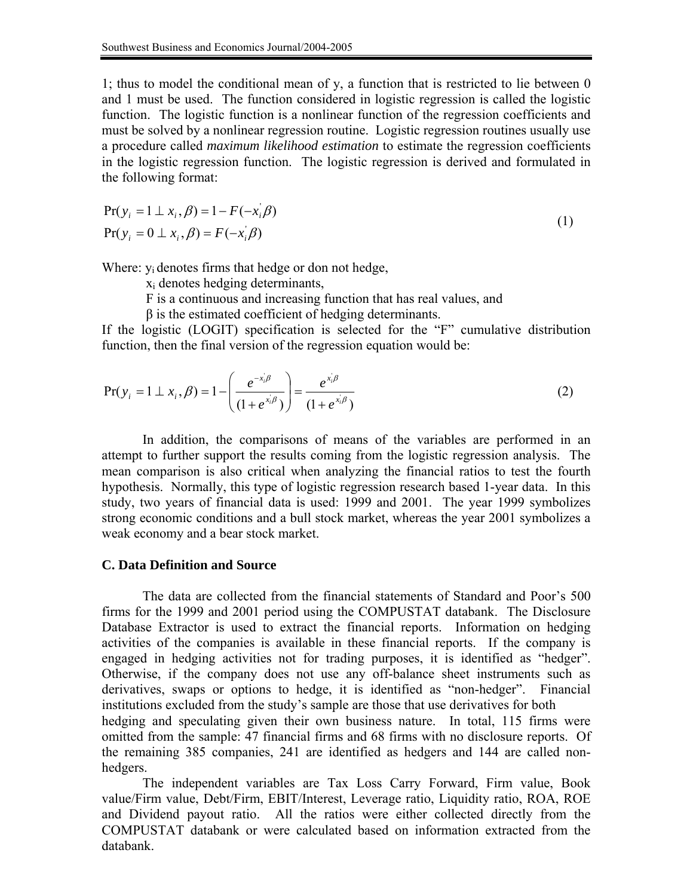1; thus to model the conditional mean of y, a function that is restricted to lie between 0 and 1 must be used. The function considered in logistic regression is called the logistic function. The logistic function is a nonlinear function of the regression coefficients and must be solved by a nonlinear regression routine. Logistic regression routines usually use a procedure called *maximum likelihood estimation* to estimate the regression coefficients in the logistic regression function. The logistic regression is derived and formulated in the following format:

$$
\begin{aligned}
\Pr(y_i = 1 \perp x_i, \beta) &= 1 - F(-x_i^{'}\beta) \\
\Pr(y_i = 0 \perp x_i, \beta) &= F(-x_i^{'}\beta)
\end{aligned}
\tag{1}
$$

Where: $y_i$ denotes firms that hedge or don not hedge,
$x_i$ denotes hedging determinants,
F is a continuous and increasing function that has real values, and
$\beta$ is the estimated coefficient of hedging determinants.

If the logistic (LOGIT) specification is selected for the "F" cumulative distribution function, then the final version of the regression equation would be:

$$
\Pr(y_i = 1 \perp x_i, \beta) = 1 - \left( \frac{e^{-x_i^{'}\beta}}{(1 + e^{x_i^{'}\beta})} \right) = \frac{e^{x_i^{'}\beta}}{(1 + e^{x_i^{'}\beta})}
\tag{2}
$$

In addition, the comparisons of means of the variables are performed in an attempt to further support the results coming from the logistic regression analysis. The mean comparison is also critical when analyzing the financial ratios to test the fourth hypothesis. Normally, this type of logistic regression research based 1-year data. In this study, two years of financial data is used: 1999 and 2001. The year 1999 symbolizes strong economic conditions and a bull stock market, whereas the year 2001 symbolizes a weak economy and a bear stock market.

### C. Data Definition and Source

The data are collected from the financial statements of Standard and Poor's 500 firms for the 1999 and 2001 period using the COMPUSTAT databank. The Disclosure Database Extractor is used to extract the financial reports. Information on hedging activities of the companies is available in these financial reports. If the company is engaged in hedging activities not for trading purposes, it is identified as "hedger". Otherwise, if the company does not use any off-balance sheet instruments such as derivatives, swaps or options to hedge, it is identified as "non-hedger". Financial institutions excluded from the study's sample are those that use derivatives for both hedging and speculating given their own business nature. In total, 115 firms were omitted from the sample: 47 financial firms and 68 firms with no disclosure reports. Of the remaining 385 companies, 241 are identified as hedgers and 144 are called non-hedgers.

The independent variables are Tax Loss Carry Forward, Firm value, Book value/Firm value, Debt/Firm, EBIT/Interest, Leverage ratio, Liquidity ratio, ROA, ROE and Dividend payout ratio. All the ratios were either collected directly from the COMPUSTAT databank or were calculated based on information extracted from the databank.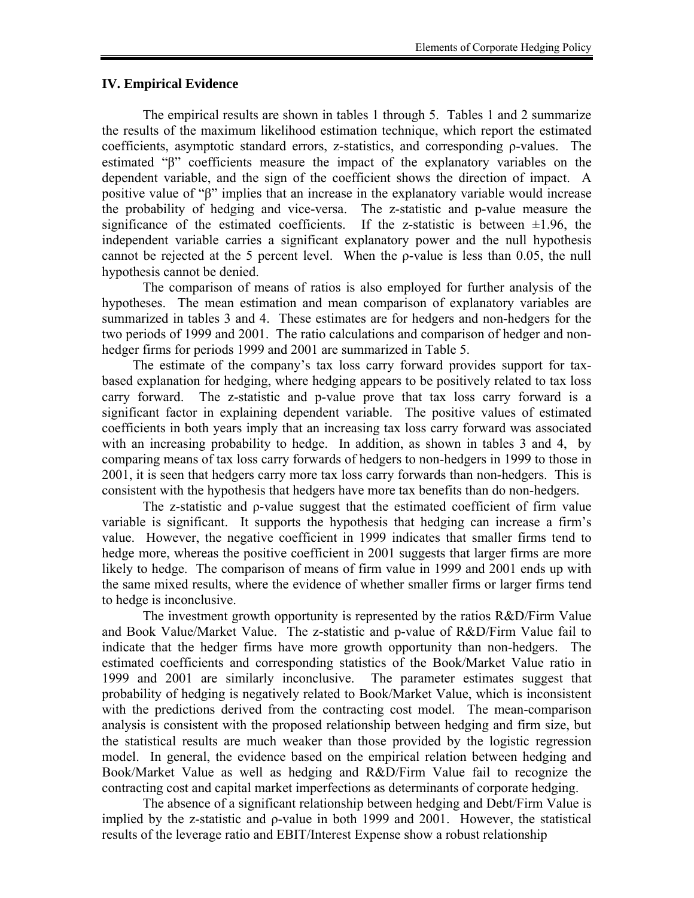## IV. Empirical Evidence

The empirical results are shown in tables 1 through 5. Tables 1 and 2 summarize the results of the maximum likelihood estimation technique, which report the estimated coefficients, asymptotic standard errors, z-statistics, and corresponding ρ-values. The estimated "β" coefficients measure the impact of the explanatory variables on the dependent variable, and the sign of the coefficient shows the direction of impact. A positive value of "β" implies that an increase in the explanatory variable would increase the probability of hedging and vice-versa. The z-statistic and p-value measure the significance of the estimated coefficients. If the z-statistic is between ±1.96, the independent variable carries a significant explanatory power and the null hypothesis cannot be rejected at the 5 percent level. When the ρ-value is less than 0.05, the null hypothesis cannot be denied.

The comparison of means of ratios is also employed for further analysis of the hypotheses. The mean estimation and mean comparison of explanatory variables are summarized in tables 3 and 4. These estimates are for hedgers and non-hedgers for the two periods of 1999 and 2001. The ratio calculations and comparison of hedger and non-hedger firms for periods 1999 and 2001 are summarized in Table 5.

The estimate of the company's tax loss carry forward provides support for tax-based explanation for hedging, where hedging appears to be positively related to tax loss carry forward. The z-statistic and p-value prove that tax loss carry forward is a significant factor in explaining dependent variable. The positive values of estimated coefficients in both years imply that an increasing tax loss carry forward was associated with an increasing probability to hedge. In addition, as shown in tables 3 and 4, by comparing means of tax loss carry forwards of hedgers to non-hedgers in 1999 to those in 2001, it is seen that hedgers carry more tax loss carry forwards than non-hedgers. This is consistent with the hypothesis that hedgers have more tax benefits than do non-hedgers.

The z-statistic and ρ-value suggest that the estimated coefficient of firm value variable is significant. It supports the hypothesis that hedging can increase a firm's value. However, the negative coefficient in 1999 indicates that smaller firms tend to hedge more, whereas the positive coefficient in 2001 suggests that larger firms are more likely to hedge. The comparison of means of firm value in 1999 and 2001 ends up with the same mixed results, where the evidence of whether smaller firms or larger firms tend to hedge is inconclusive.

The investment growth opportunity is represented by the ratios R&D/Firm Value and Book Value/Market Value. The z-statistic and p-value of R&D/Firm Value fail to indicate that the hedger firms have more growth opportunity than non-hedgers. The estimated coefficients and corresponding statistics of the Book/Market Value ratio in 1999 and 2001 are similarly inconclusive. The parameter estimates suggest that probability of hedging is negatively related to Book/Market Value, which is inconsistent with the predictions derived from the contracting cost model. The mean-comparison analysis is consistent with the proposed relationship between hedging and firm size, but the statistical results are much weaker than those provided by the logistic regression model. In general, the evidence based on the empirical relation between hedging and Book/Market Value as well as hedging and R&D/Firm Value fail to recognize the contracting cost and capital market imperfections as determinants of corporate hedging.

The absence of a significant relationship between hedging and Debt/Firm Value is implied by the z-statistic and ρ-value in both 1999 and 2001. However, the statistical results of the leverage ratio and EBIT/Interest Expense show a robust relationship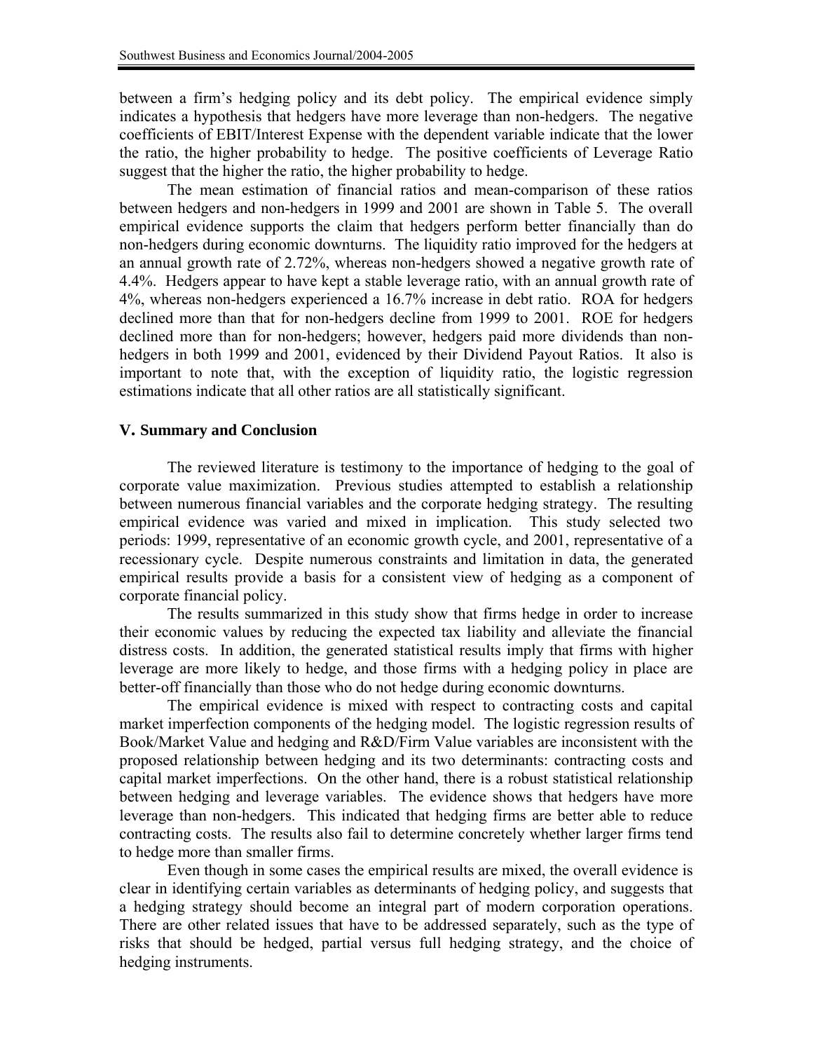between a firm's hedging policy and its debt policy. The empirical evidence simply indicates a hypothesis that hedgers have more leverage than non-hedgers. The negative coefficients of EBIT/Interest Expense with the dependent variable indicate that the lower the ratio, the higher probability to hedge. The positive coefficients of Leverage Ratio suggest that the higher the ratio, the higher probability to hedge.

The mean estimation of financial ratios and mean-comparison of these ratios between hedgers and non-hedgers in 1999 and 2001 are shown in Table 5. The overall empirical evidence supports the claim that hedgers perform better financially than do non-hedgers during economic downturns. The liquidity ratio improved for the hedgers at an annual growth rate of 2.72%, whereas non-hedgers showed a negative growth rate of 4.4%. Hedgers appear to have kept a stable leverage ratio, with an annual growth rate of 4%, whereas non-hedgers experienced a 16.7% increase in debt ratio. ROA for hedgers declined more than that for non-hedgers decline from 1999 to 2001. ROE for hedgers declined more than for non-hedgers; however, hedgers paid more dividends than non-hedgers in both 1999 and 2001, evidenced by their Dividend Payout Ratios. It also is important to note that, with the exception of liquidity ratio, the logistic regression estimations indicate that all other ratios are all statistically significant.

## V. Summary and Conclusion

The reviewed literature is testimony to the importance of hedging to the goal of corporate value maximization. Previous studies attempted to establish a relationship between numerous financial variables and the corporate hedging strategy. The resulting empirical evidence was varied and mixed in implication. This study selected two periods: 1999, representative of an economic growth cycle, and 2001, representative of a recessionary cycle. Despite numerous constraints and limitation in data, the generated empirical results provide a basis for a consistent view of hedging as a component of corporate financial policy.

The results summarized in this study show that firms hedge in order to increase their economic values by reducing the expected tax liability and alleviate the financial distress costs. In addition, the generated statistical results imply that firms with higher leverage are more likely to hedge, and those firms with a hedging policy in place are better-off financially than those who do not hedge during economic downturns.

The empirical evidence is mixed with respect to contracting costs and capital market imperfection components of the hedging model. The logistic regression results of Book/Market Value and hedging and R&D/Firm Value variables are inconsistent with the proposed relationship between hedging and its two determinants: contracting costs and capital market imperfections. On the other hand, there is a robust statistical relationship between hedging and leverage variables. The evidence shows that hedgers have more leverage than non-hedgers. This indicated that hedging firms are better able to reduce contracting costs. The results also fail to determine concretely whether larger firms tend to hedge more than smaller firms.

Even though in some cases the empirical results are mixed, the overall evidence is clear in identifying certain variables as determinants of hedging policy, and suggests that a hedging strategy should become an integral part of modern corporation operations. There are other related issues that have to be addressed separately, such as the type of risks that should be hedged, partial versus full hedging strategy, and the choice of hedging instruments.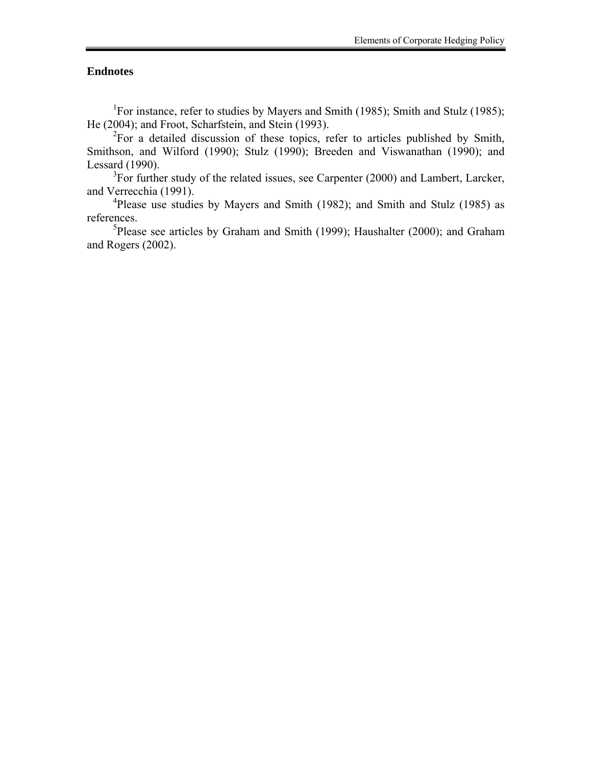## Endnotes

[1]For instance, refer to studies by Mayers and Smith (1985); Smith and Stulz (1985); He (2004); and Froot, Scharfstein, and Stein (1993).

[2]For a detailed discussion of these topics, refer to articles published by Smith, Smithson, and Wilford (1990); Stulz (1990); Breeden and Viswanathan (1990); and Lessard (1990).

[3]For further study of the related issues, see Carpenter (2000) and Lambert, Larcker, and Verrecchia (1991).

[4]Please use studies by Mayers and Smith (1982); and Smith and Stulz (1985) as references.

[5]Please see articles by Graham and Smith (1999); Haushalter (2000); and Graham and Rogers (2002).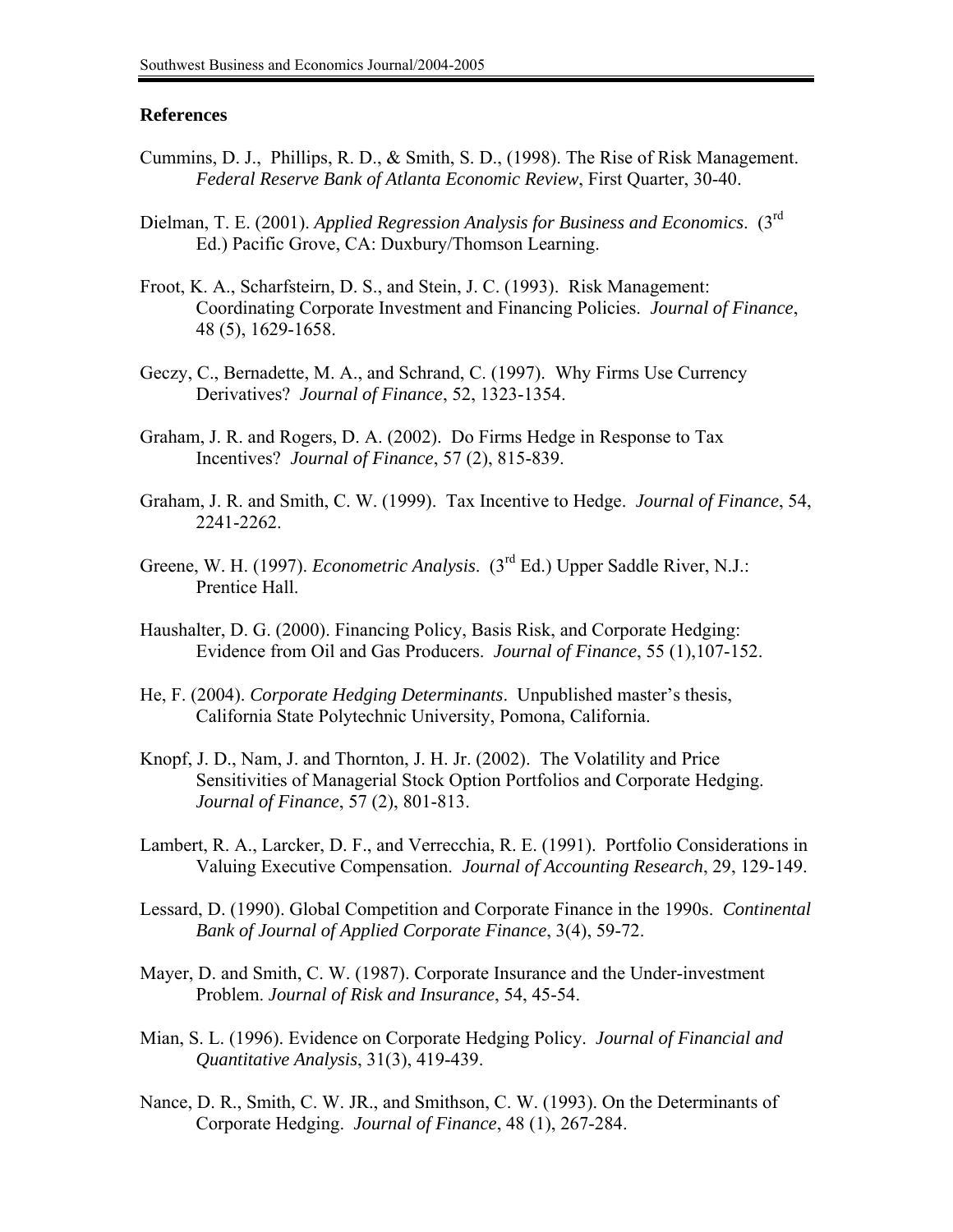### References

Cummins, D. J., Phillips, R. D., & Smith, S. D., (1998). The Rise of Risk Management. *Federal Reserve Bank of Atlanta Economic Review*, First Quarter, 30-40.

Dielman, T. E. (2001). *Applied Regression Analysis for Business and Economics*. (3rd Ed.) Pacific Grove, CA: Duxbury/Thomson Learning.

Froot, K. A., Scharfsteirn, D. S., and Stein, J. C. (1993). Risk Management: Coordinating Corporate Investment and Financing Policies. *Journal of Finance*, 48 (5), 1629-1658.

Geczy, C., Bernadette, M. A., and Schrand, C. (1997). Why Firms Use Currency Derivatives? *Journal of Finance*, 52, 1323-1354.

Graham, J. R. and Rogers, D. A. (2002). Do Firms Hedge in Response to Tax Incentives? *Journal of Finance*, 57 (2), 815-839.

Graham, J. R. and Smith, C. W. (1999). Tax Incentive to Hedge. *Journal of Finance*, 54, 2241-2262.

Greene, W. H. (1997). *Econometric Analysis*. (3rd Ed.) Upper Saddle River, N.J.: Prentice Hall.

Haushalter, D. G. (2000). Financing Policy, Basis Risk, and Corporate Hedging: Evidence from Oil and Gas Producers. *Journal of Finance*, 55 (1),107-152.

He, F. (2004). *Corporate Hedging Determinants*. Unpublished master's thesis, California State Polytechnic University, Pomona, California.

Knopf, J. D., Nam, J. and Thornton, J. H. Jr. (2002). The Volatility and Price Sensitivities of Managerial Stock Option Portfolios and Corporate Hedging. *Journal of Finance*, 57 (2), 801-813.

Lambert, R. A., Larcker, D. F., and Verrecchia, R. E. (1991). Portfolio Considerations in Valuing Executive Compensation. *Journal of Accounting Research*, 29, 129-149.

Lessard, D. (1990). Global Competition and Corporate Finance in the 1990s. *Continental Bank of Journal of Applied Corporate Finance*, 3(4), 59-72.

Mayer, D. and Smith, C. W. (1987). Corporate Insurance and the Under-investment Problem. *Journal of Risk and Insurance*, 54, 45-54.

Mian, S. L. (1996). Evidence on Corporate Hedging Policy. *Journal of Financial and Quantitative Analysis*, 31(3), 419-439.

Nance, D. R., Smith, C. W. JR., and Smithson, C. W. (1993). On the Determinants of Corporate Hedging. *Journal of Finance*, 48 (1), 267-284.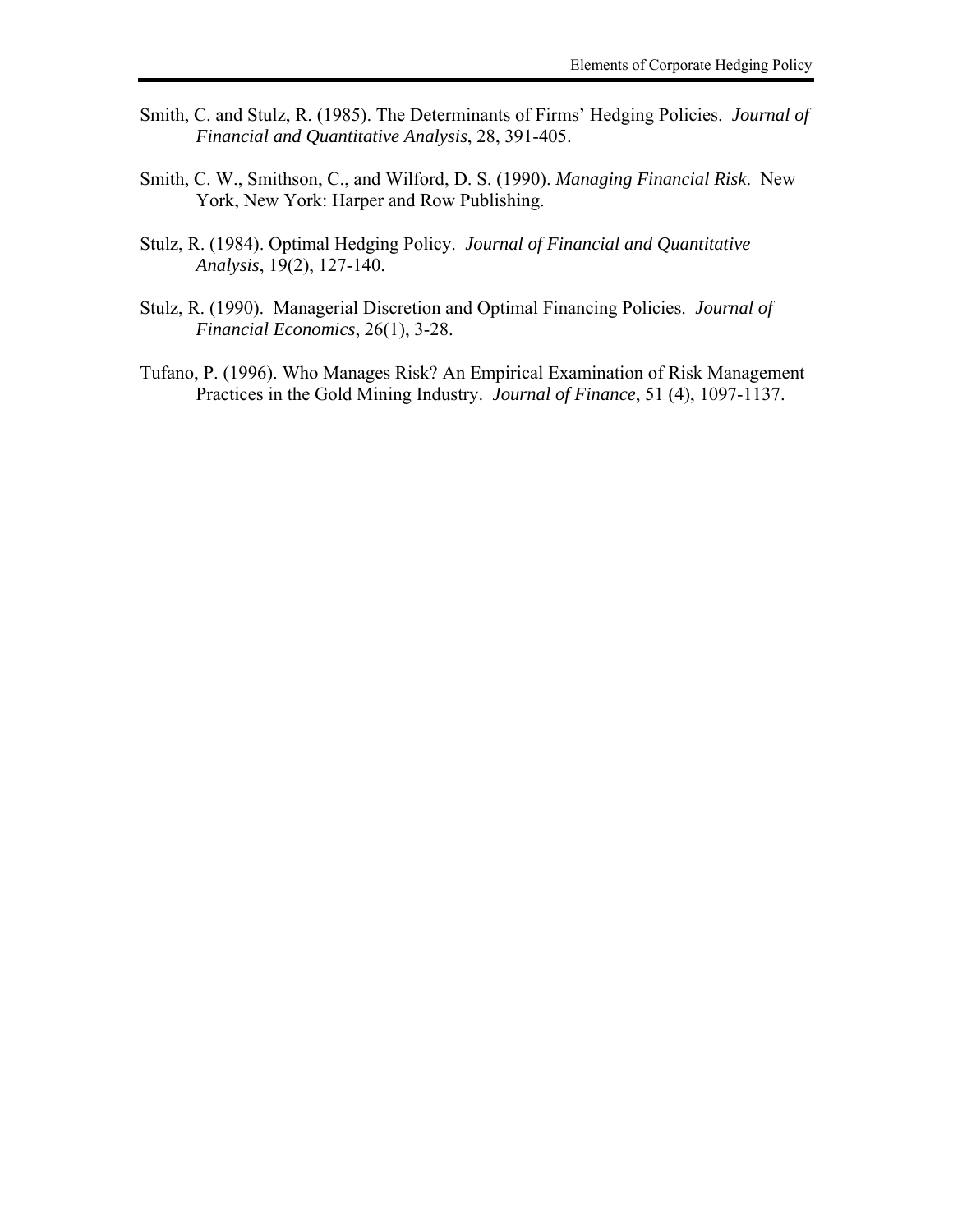Smith, C. and Stulz, R. (1985). The Determinants of Firms' Hedging Policies. *Journal of Financial and Quantitative Analysis*, 28, 391-405.

Smith, C. W., Smithson, C., and Wilford, D. S. (1990). *Managing Financial Risk*. New York, New York: Harper and Row Publishing.

Stulz, R. (1984). Optimal Hedging Policy. *Journal of Financial and Quantitative Analysis*, 19(2), 127-140.

Stulz, R. (1990). Managerial Discretion and Optimal Financing Policies. *Journal of Financial Economics*, 26(1), 3-28.

Tufano, P. (1996). Who Manages Risk? An Empirical Examination of Risk Management Practices in the Gold Mining Industry. *Journal of Finance*, 51 (4), 1097-1137.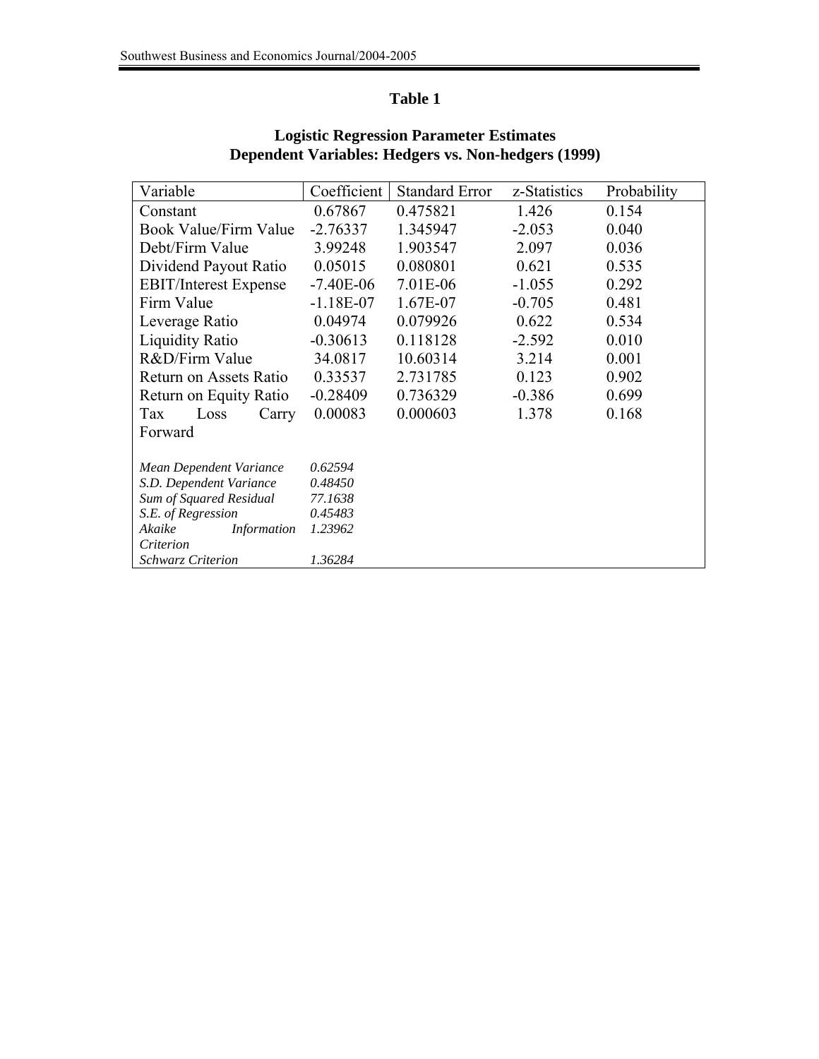## Table 1

### Logistic Regression Parameter Estimates
### Dependent Variables: Hedgers vs. Non-hedgers (1999)

| Variable | Coefficient | Standard Error | z-Statistics | Probability |
|---|---|---|---|---|
| Constant | 0.67867 | 0.475821 | 1.426 | 0.154 |
| Book Value/Firm Value | -2.76337 | 1.345947 | -2.053 | 0.040 |
| Debt/Firm Value | 3.99248 | 1.903547 | 2.097 | 0.036 |
| Dividend Payout Ratio | 0.05015 | 0.080801 | 0.621 | 0.535 |
| EBIT/Interest Expense | -7.40E-06 | 7.01E-06 | -1.055 | 0.292 |
| Firm Value | -1.18E-07 | 1.67E-07 | -0.705 | 0.481 |
| Leverage Ratio | 0.04974 | 0.079926 | 0.622 | 0.534 |
| Liquidity Ratio | -0.30613 | 0.118128 | -2.592 | 0.010 |
| R&D/Firm Value | 34.0817 | 10.60314 | 3.214 | 0.001 |
| Return on Assets Ratio | 0.33537 | 2.731785 | 0.123 | 0.902 |
| Return on Equity Ratio | -0.28409 | 0.736329 | -0.386 | 0.699 |
| Tax Loss Carry Forward | 0.00083 | 0.000603 | 1.378 | 0.168 |
| *Mean Dependent Variance* | *0.62594* | | | |
| *S.D. Dependent Variance* | *0.48450* | | | |
| *Sum of Squared Residual* | *77.1638* | | | |
| *S.E. of Regression* | *0.45483* | | | |
| *Akaike Information Criterion* | *1.23962* | | | |
| *Schwarz Criterion* | *1.36284* | | | |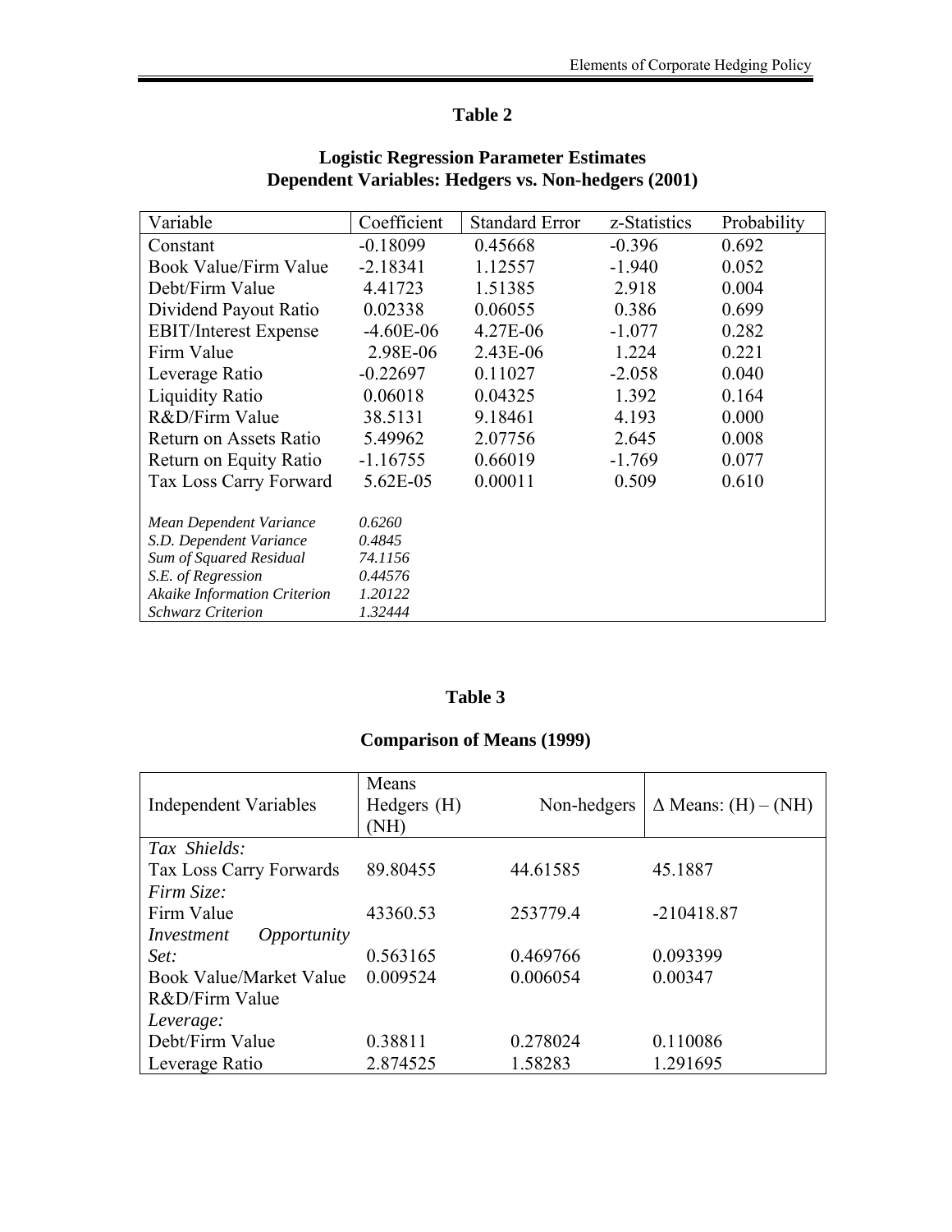## Table 2

### Logistic Regression Parameter Estimates
### Dependent Variables: Hedgers vs. Non-hedgers (2001)

| Variable | Coefficient | Standard Error | z-Statistics | Probability |
|---|---|---|---|---|
| Constant | -0.18099 | 0.45668 | -0.396 | 0.692 |
| Book Value/Firm Value | -2.18341 | 1.12557 | -1.940 | 0.052 |
| Debt/Firm Value | 4.41723 | 1.51385 | 2.918 | 0.004 |
| Dividend Payout Ratio | 0.02338 | 0.06055 | 0.386 | 0.699 |
| EBIT/Interest Expense | -4.60E-06 | 4.27E-06 | -1.077 | 0.282 |
| Firm Value | 2.98E-06 | 2.43E-06 | 1.224 | 0.221 |
| Leverage Ratio | -0.22697 | 0.11027 | -2.058 | 0.040 |
| Liquidity Ratio | 0.06018 | 0.04325 | 1.392 | 0.164 |
| R&D/Firm Value | 38.5131 | 9.18461 | 4.193 | 0.000 |
| Return on Assets Ratio | 5.49962 | 2.07756 | 2.645 | 0.008 |
| Return on Equity Ratio | -1.16755 | 0.66019 | -1.769 | 0.077 |
| Tax Loss Carry Forward | 5.62E-05 | 0.00011 | 0.509 | 0.610 |
| *Mean Dependent Variance* | *0.6260* | | | |
| *S.D. Dependent Variance* | *0.4845* | | | |
| *Sum of Squared Residual* | *74.1156* | | | |
| *S.E. of Regression* | *0.44576* | | | |
| *Akaike Information Criterion* | *1.20122* | | | |
| *Schwarz Criterion* | *1.32444* | | | |

## Table 3

### Comparison of Means (1999)

| Independent Variables | Means Hedgers (H) (NH) | Non-hedgers | Δ Means: (H) – (NH) |
|---|---|---|---|
| *Tax Shields:* | | | |
| Tax Loss Carry Forwards | 89.80455 | 44.61585 | 45.1887 |
| *Firm Size:* | | | |
| Firm Value | 43360.53 | 253779.4 | -210418.87 |
| *Investment Opportunity Set:* | 0.563165 | 0.469766 | 0.093399 |
| Book Value/Market Value | 0.009524 | 0.006054 | 0.00347 |
| R&D/Firm Value | | | |
| *Leverage:* | | | |
| Debt/Firm Value | 0.38811 | 0.278024 | 0.110086 |
| Leverage Ratio | 2.874525 | 1.58283 | 1.291695 |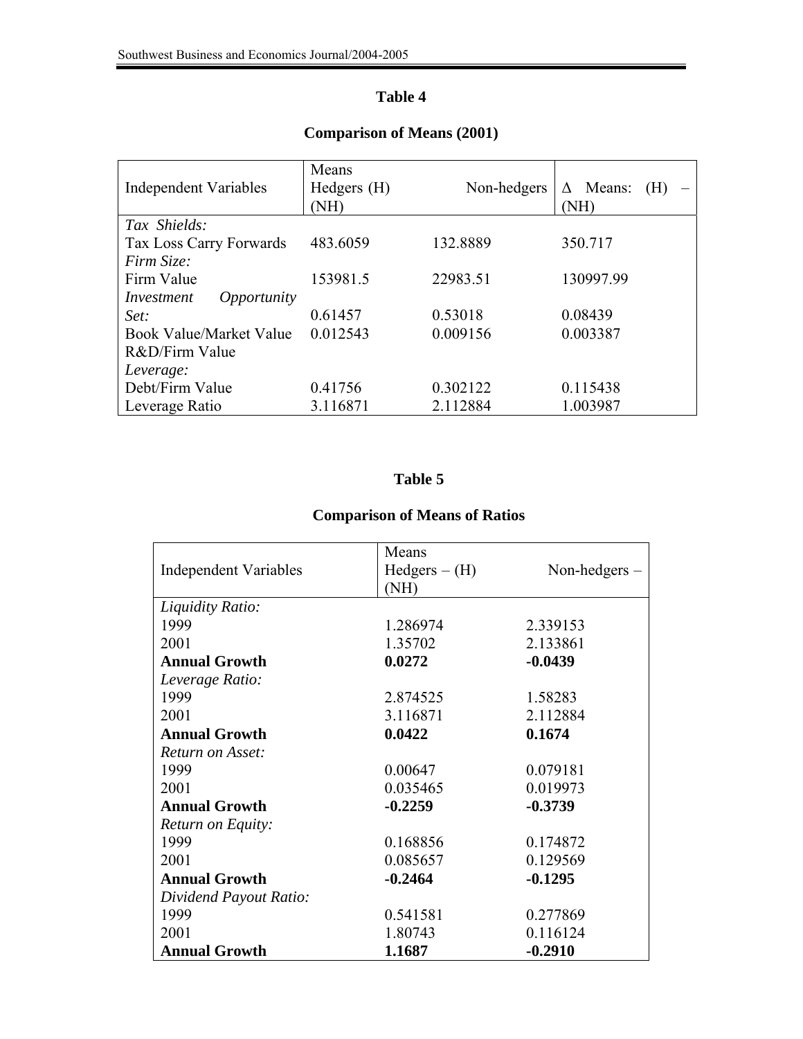## Table 4

### Comparison of Means (2001)

| Independent Variables | Means Hedgers (H) (NH) | Non-hedgers | Δ Means: (H) – (NH) |
|---|---|---|---|
| *Tax Shields:* | | | |
| Tax Loss Carry Forwards | 483.6059 | 132.8889 | 350.717 |
| *Firm Size:* | | | |
| Firm Value | 153981.5 | 22983.51 | 130997.99 |
| *Investment Opportunity Set:* | 0.61457 | 0.53018 | 0.08439 |
| Book Value/Market Value | 0.012543 | 0.009156 | 0.003387 |
| R&D/Firm Value | | | |
| *Leverage:* | | | |
| Debt/Firm Value | 0.41756 | 0.302122 | 0.115438 |
| Leverage Ratio | 3.116871 | 2.112884 | 1.003987 |

## Table 5

### Comparison of Means of Ratios

| Independent Variables | Means Hedgers – (H) (NH) | Non-hedgers – |
|---|---|---|
| *Liquidity Ratio:* | | |
| 1999 | 1.286974 | 2.339153 |
| 2001 | 1.35702 | 2.133861 |
| **Annual Growth** | **0.0272** | **-0.0439** |
| *Leverage Ratio:* | | |
| 1999 | 2.874525 | 1.58283 |
| 2001 | 3.116871 | 2.112884 |
| **Annual Growth** | **0.0422** | **0.1674** |
| *Return on Asset:* | | |
| 1999 | 0.00647 | 0.079181 |
| 2001 | 0.035465 | 0.019973 |
| **Annual Growth** | **-0.2259** | **-0.3739** |
| *Return on Equity:* | | |
| 1999 | 0.168856 | 0.174872 |
| 2001 | 0.085657 | 0.129569 |
| **Annual Growth** | **-0.2464** | **-0.1295** |
| *Dividend Payout Ratio:* | | |
| 1999 | 0.541581 | 0.277869 |
| 2001 | 1.80743 | 0.116124 |
| **Annual Growth** | **1.1687** | **-0.2910** |